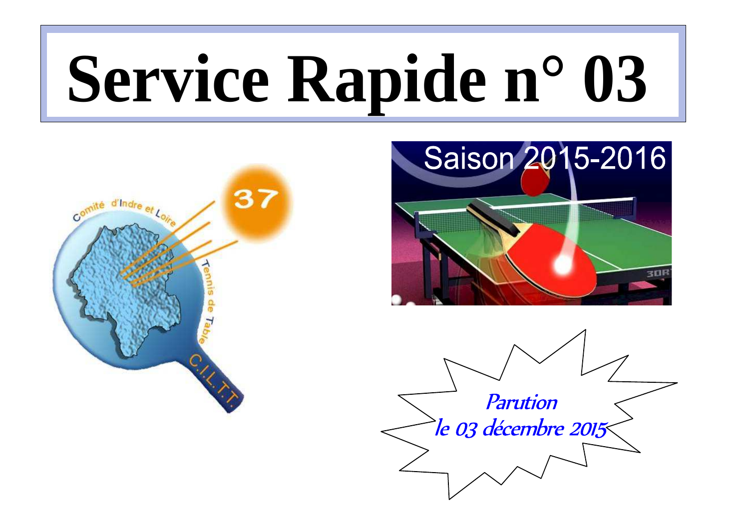# Service Rapide n° 03

Saison 2015-2016

*Parution le 03 décembre 2015*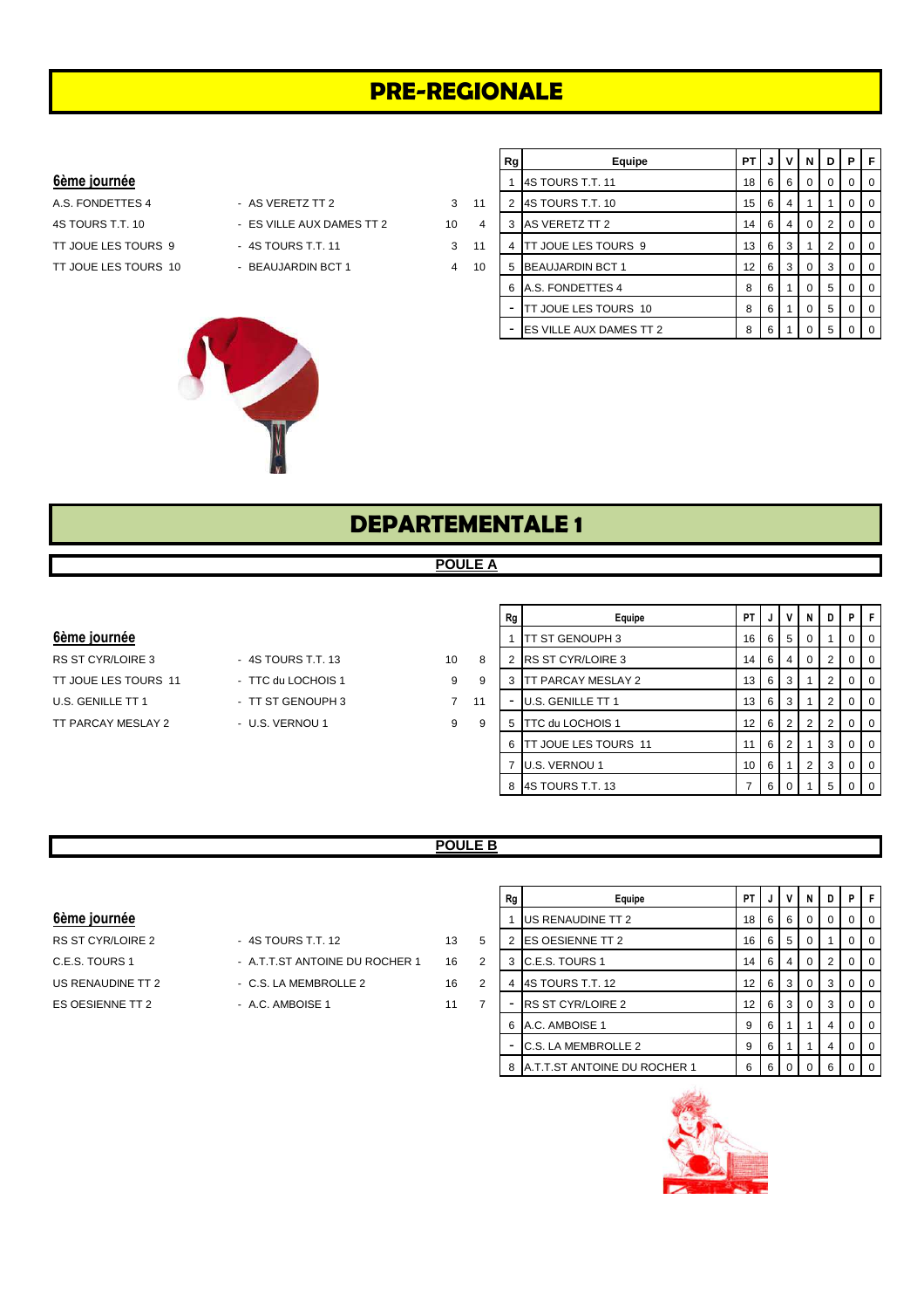# PRE-REGIONALE

## 6ème journée

| | | | |
|---|---|---|---|
| A.S. FONDETTES 4 | - AS VERETZ TT 2 | 3 | 11 |
| 4S TOURS T.T. 10 | - ES VILLE AUX DAMES TT 2 | 10 | 4 |
| TT JOUE LES TOURS 9 | - 4S TOURS T.T. 11 | 3 | 11 |
| TT JOUE LES TOURS 10 | - BEAUJARDIN BCT 1 | 4 | 10 |

| Rg | Equipe | PT | J | V | N | D | P | F |
|---|---|---|---|---|---|---|---|---|
| 1 | 4S TOURS T.T. 11 | 18 | 6 | 6 | 0 | 0 | 0 | 0 |
| 2 | 4S TOURS T.T. 10 | 15 | 6 | 4 | 1 | 1 | 0 | 0 |
| 3 | AS VERETZ TT 2 | 14 | 6 | 4 | 0 | 2 | 0 | 0 |
| 4 | TT JOUE LES TOURS 9 | 13 | 6 | 3 | 1 | 2 | 0 | 0 |
| 5 | BEAUJARDIN BCT 1 | 12 | 6 | 3 | 0 | 3 | 0 | 0 |
| 6 | A.S. FONDETTES 4 | 8 | 6 | 1 | 0 | 5 | 0 | 0 |
| - | TT JOUE LES TOURS 10 | 8 | 6 | 1 | 0 | 5 | 0 | 0 |
| - | ES VILLE AUX DAMES TT 2 | 8 | 6 | 1 | 0 | 5 | 0 | 0 |

# DEPARTEMENTALE 1

## POULE A

### 6ème journée

| | | | |
|---|---|---|---|
| RS ST CYR/LOIRE 3 | - 4S TOURS T.T. 13 | 10 | 8 |
| TT JOUE LES TOURS 11 | - TTC du LOCHOIS 1 | 9 | 9 |
| U.S. GENILLE TT 1 | - TT ST GENOUPH 3 | 7 | 11 |
| TT PARCAY MESLAY 2 | - U.S. VERNOU 1 | 9 | 9 |

| Rg | Equipe | PT | J | V | N | D | P | F |
|---|---|---|---|---|---|---|---|---|
| 1 | TT ST GENOUPH 3 | 16 | 6 | 5 | 0 | 1 | 0 | 0 |
| 2 | RS ST CYR/LOIRE 3 | 14 | 6 | 4 | 0 | 2 | 0 | 0 |
| 3 | TT PARCAY MESLAY 2 | 13 | 6 | 3 | 1 | 2 | 0 | 0 |
| - | U.S. GENILLE TT 1 | 13 | 6 | 3 | 1 | 2 | 0 | 0 |
| 5 | TTC du LOCHOIS 1 | 12 | 6 | 2 | 2 | 2 | 0 | 0 |
| 6 | TT JOUE LES TOURS 11 | 11 | 6 | 2 | 1 | 3 | 0 | 0 |
| 7 | U.S. VERNOU 1 | 10 | 6 | 1 | 2 | 3 | 0 | 0 |
| 8 | 4S TOURS T.T. 13 | 7 | 6 | 0 | 1 | 5 | 0 | 0 |

## POULE B

### 6ème journée

| | | | |
|---|---|---|---|
| RS ST CYR/LOIRE 2 | - 4S TOURS T.T. 12 | 13 | 5 |
| C.E.S. TOURS 1 | - A.T.T.ST ANTOINE DU ROCHER 1 | 16 | 2 |
| US RENAUDINE TT 2 | - C.S. LA MEMBROLLE 2 | 16 | 2 |
| ES OESIENNE TT 2 | - A.C. AMBOISE 1 | 11 | 7 |

| Rg | Equipe | PT | J | V | N | D | P | F |
|---|---|---|---|---|---|---|---|---|
| 1 | US RENAUDINE TT 2 | 18 | 6 | 6 | 0 | 0 | 0 | 0 |
| 2 | ES OESIENNE TT 2 | 16 | 6 | 5 | 0 | 1 | 0 | 0 |
| 3 | C.E.S. TOURS 1 | 14 | 6 | 4 | 0 | 2 | 0 | 0 |
| 4 | 4S TOURS T.T. 12 | 12 | 6 | 3 | 0 | 3 | 0 | 0 |
| - | RS ST CYR/LOIRE 2 | 12 | 6 | 3 | 0 | 3 | 0 | 0 |
| 6 | A.C. AMBOISE 1 | 9 | 6 | 1 | 1 | 4 | 0 | 0 |
| - | C.S. LA MEMBROLLE 2 | 9 | 6 | 1 | 1 | 4 | 0 | 0 |
| 8 | A.T.T.ST ANTOINE DU ROCHER 1 | 6 | 6 | 0 | 0 | 6 | 0 | 0 |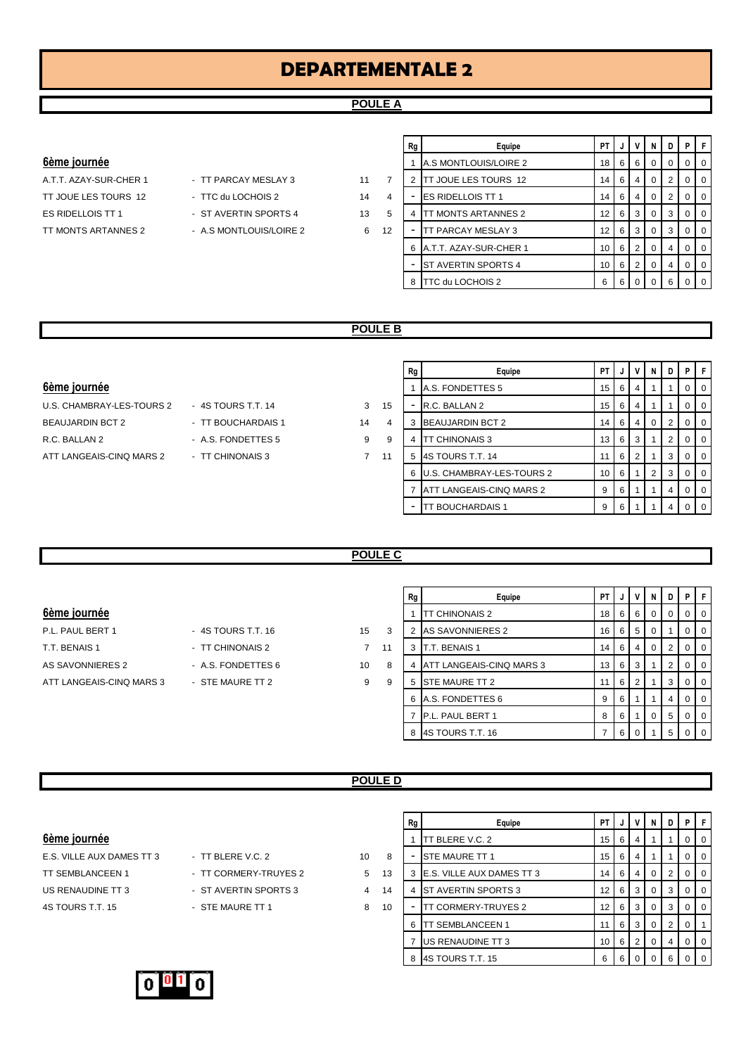# DEPARTEMENTALE 2

## POULE A

**6ème journée**

| | | | |
|---|---|---|---|
| A.T.T. AZAY-SUR-CHER 1 | - TT PARCAY MESLAY 3 | 11 | 7 |
| TT JOUE LES TOURS 12 | - TTC du LOCHOIS 2 | 14 | 4 |
| ES RIDELLOIS TT 1 | - ST AVERTIN SPORTS 4 | 13 | 5 |
| TT MONTS ARTANNES 2 | - A.S MONTLOUIS/LOIRE 2 | 6 | 12 |

| Rg | Equipe | PT | J | V | N | D | P | F |
|---|---|---|---|---|---|---|---|---|
| 1 | A.S MONTLOUIS/LOIRE 2 | 18 | 6 | 6 | 0 | 0 | 0 | 0 |
| 2 | TT JOUE LES TOURS 12 | 14 | 6 | 4 | 0 | 2 | 0 | 0 |
| - | ES RIDELLOIS TT 1 | 14 | 6 | 4 | 0 | 2 | 0 | 0 |
| 4 | TT MONTS ARTANNES 2 | 12 | 6 | 3 | 0 | 3 | 0 | 0 |
| - | TT PARCAY MESLAY 3 | 12 | 6 | 3 | 0 | 3 | 0 | 0 |
| 6 | A.T.T. AZAY-SUR-CHER 1 | 10 | 6 | 2 | 0 | 4 | 0 | 0 |
| - | ST AVERTIN SPORTS 4 | 10 | 6 | 2 | 0 | 4 | 0 | 0 |
| 8 | TTC du LOCHOIS 2 | 6 | 6 | 0 | 0 | 6 | 0 | 0 |

## POULE B

**6ème journée**

| | | | |
|---|---|---|---|
| U.S. CHAMBRAY-LES-TOURS 2 | - 4S TOURS T.T. 14 | 3 | 15 |
| BEAUJARDIN BCT 2 | - TT BOUCHARDAIS 1 | 14 | 4 |
| R.C. BALLAN 2 | - A.S. FONDETTES 5 | 9 | 9 |
| ATT LANGEAIS-CINQ MARS 2 | - TT CHINONAIS 3 | 7 | 11 |

| Rg | Equipe | PT | J | V | N | D | P | F |
|---|---|---|---|---|---|---|---|---|
| 1 | A.S. FONDETTES 5 | 15 | 6 | 4 | 1 | 1 | 0 | 0 |
| - | R.C. BALLAN 2 | 15 | 6 | 4 | 1 | 1 | 0 | 0 |
| 3 | BEAUJARDIN BCT 2 | 14 | 6 | 4 | 0 | 2 | 0 | 0 |
| 4 | TT CHINONAIS 3 | 13 | 6 | 3 | 1 | 2 | 0 | 0 |
| 5 | 4S TOURS T.T. 14 | 11 | 6 | 2 | 1 | 3 | 0 | 0 |
| 6 | U.S. CHAMBRAY-LES-TOURS 2 | 10 | 6 | 1 | 2 | 3 | 0 | 0 |
| 7 | ATT LANGEAIS-CINQ MARS 2 | 9 | 6 | 1 | 1 | 4 | 0 | 0 |
| - | TT BOUCHARDAIS 1 | 9 | 6 | 1 | 1 | 4 | 0 | 0 |

## POULE C

**6ème journée**

| | | | |
|---|---|---|---|
| P.L. PAUL BERT 1 | - 4S TOURS T.T. 16 | 15 | 3 |
| T.T. BENAIS 1 | - TT CHINONAIS 2 | 7 | 11 |
| AS SAVONNIERES 2 | - A.S. FONDETTES 6 | 10 | 8 |
| ATT LANGEAIS-CINQ MARS 3 | - STE MAURE TT 2 | 9 | 9 |

| Rg | Equipe | PT | J | V | N | D | P | F |
|---|---|---|---|---|---|---|---|---|
| 1 | TT CHINONAIS 2 | 18 | 6 | 6 | 0 | 0 | 0 | 0 |
| 2 | AS SAVONNIERES 2 | 16 | 6 | 5 | 0 | 1 | 0 | 0 |
| 3 | T.T. BENAIS 1 | 14 | 6 | 4 | 0 | 2 | 0 | 0 |
| 4 | ATT LANGEAIS-CINQ MARS 3 | 13 | 6 | 3 | 1 | 2 | 0 | 0 |
| 5 | STE MAURE TT 2 | 11 | 6 | 2 | 1 | 3 | 0 | 0 |
| 6 | A.S. FONDETTES 6 | 9 | 6 | 1 | 1 | 4 | 0 | 0 |
| 7 | P.L. PAUL BERT 1 | 8 | 6 | 1 | 0 | 5 | 0 | 0 |
| 8 | 4S TOURS T.T. 16 | 7 | 6 | 0 | 1 | 5 | 0 | 0 |

## POULE D

**6ème journée**

| | | | |
|---|---|---|---|
| E.S. VILLE AUX DAMES TT 3 | - TT BLERE V.C. 2 | 10 | 8 |
| TT SEMBLANCEEN 1 | - TT CORMERY-TRUYES 2 | 5 | 13 |
| US RENAUDINE TT 3 | - ST AVERTIN SPORTS 3 | 4 | 14 |
| 4S TOURS T.T. 15 | - STE MAURE TT 1 | 8 | 10 |

| Rg | Equipe | PT | J | V | N | D | P | F |
|---|---|---|---|---|---|---|---|---|
| 1 | TT BLERE V.C. 2 | 15 | 6 | 4 | 1 | 1 | 0 | 0 |
| - | STE MAURE TT 1 | 15 | 6 | 4 | 1 | 1 | 0 | 0 |
| 3 | E.S. VILLE AUX DAMES TT 3 | 14 | 6 | 4 | 0 | 2 | 0 | 0 |
| 4 | ST AVERTIN SPORTS 3 | 12 | 6 | 3 | 0 | 3 | 0 | 0 |
| - | TT CORMERY-TRUYES 2 | 12 | 6 | 3 | 0 | 3 | 0 | 0 |
| 6 | TT SEMBLANCEEN 1 | 11 | 6 | 3 | 0 | 2 | 0 | 1 |
| 7 | US RENAUDINE TT 3 | 10 | 6 | 2 | 0 | 4 | 0 | 0 |
| 8 | 4S TOURS T.T. 15 | 6 | 6 | 0 | 0 | 6 | 0 | 0 |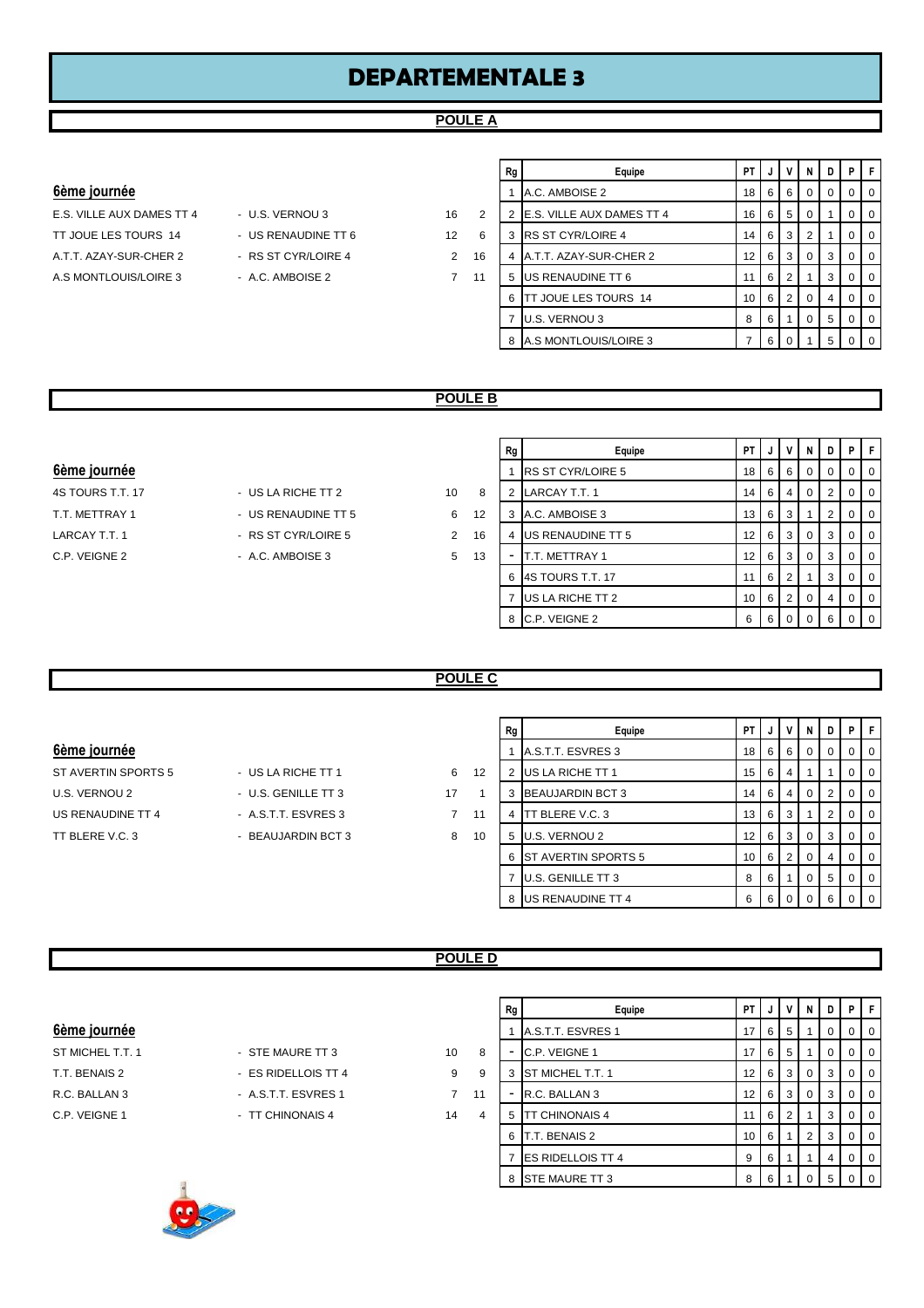# DEPARTEMENTALE 3

## POULE A

### 6ème journée

| | | | |
|---|---|---|---|
| E.S. VILLE AUX DAMES TT 4 | - U.S. VERNOU 3 | 16 | 2 |
| TT JOUE LES TOURS 14 | - US RENAUDINE TT 6 | 12 | 6 |
| A.T.T. AZAY-SUR-CHER 2 | - RS ST CYR/LOIRE 4 | 2 | 16 |
| A.S MONTLOUIS/LOIRE 3 | - A.C. AMBOISE 2 | 7 | 11 |

| Rg | Equipe | PT | J | V | N | D | P | F |
|---|---|---|---|---|---|---|---|---|
| 1 | A.C. AMBOISE 2 | 18 | 6 | 6 | 0 | 0 | 0 | 0 |
| 2 | E.S. VILLE AUX DAMES TT 4 | 16 | 6 | 5 | 0 | 1 | 0 | 0 |
| 3 | RS ST CYR/LOIRE 4 | 14 | 6 | 3 | 2 | 1 | 0 | 0 |
| 4 | A.T.T. AZAY-SUR-CHER 2 | 12 | 6 | 3 | 0 | 3 | 0 | 0 |
| 5 | US RENAUDINE TT 6 | 11 | 6 | 2 | 1 | 3 | 0 | 0 |
| 6 | TT JOUE LES TOURS 14 | 10 | 6 | 2 | 0 | 4 | 0 | 0 |
| 7 | U.S. VERNOU 3 | 8 | 6 | 1 | 0 | 5 | 0 | 0 |
| 8 | A.S MONTLOUIS/LOIRE 3 | 7 | 6 | 0 | 1 | 5 | 0 | 0 |

## POULE B

### 6ème journée

| | | | |
|---|---|---|---|
| 4S TOURS T.T. 17 | - US LA RICHE TT 2 | 10 | 8 |
| T.T. METTRAY 1 | - US RENAUDINE TT 5 | 6 | 12 |
| LARCAY T.T. 1 | - RS ST CYR/LOIRE 5 | 2 | 16 |
| C.P. VEIGNE 2 | - A.C. AMBOISE 3 | 5 | 13 |

| Rg | Equipe | PT | J | V | N | D | P | F |
|---|---|---|---|---|---|---|---|---|
| 1 | RS ST CYR/LOIRE 5 | 18 | 6 | 6 | 0 | 0 | 0 | 0 |
| 2 | LARCAY T.T. 1 | 14 | 6 | 4 | 0 | 2 | 0 | 0 |
| 3 | A.C. AMBOISE 3 | 13 | 6 | 3 | 1 | 2 | 0 | 0 |
| 4 | US RENAUDINE TT 5 | 12 | 6 | 3 | 0 | 3 | 0 | 0 |
| - | T.T. METTRAY 1 | 12 | 6 | 3 | 0 | 3 | 0 | 0 |
| 6 | 4S TOURS T.T. 17 | 11 | 6 | 2 | 1 | 3 | 0 | 0 |
| 7 | US LA RICHE TT 2 | 10 | 6 | 2 | 0 | 4 | 0 | 0 |
| 8 | C.P. VEIGNE 2 | 6 | 6 | 0 | 0 | 6 | 0 | 0 |

## POULE C

### 6ème journée

| | | | |
|---|---|---|---|
| ST AVERTIN SPORTS 5 | - US LA RICHE TT 1 | 6 | 12 |
| U.S. VERNOU 2 | - U.S. GENILLE TT 3 | 17 | 1 |
| US RENAUDINE TT 4 | - A.S.T.T. ESVRES 3 | 7 | 11 |
| TT BLERE V.C. 3 | - BEAUJARDIN BCT 3 | 8 | 10 |

| Rg | Equipe | PT | J | V | N | D | P | F |
|---|---|---|---|---|---|---|---|---|
| 1 | A.S.T.T. ESVRES 3 | 18 | 6 | 6 | 0 | 0 | 0 | 0 |
| 2 | US LA RICHE TT 1 | 15 | 6 | 4 | 1 | 1 | 0 | 0 |
| 3 | BEAUJARDIN BCT 3 | 14 | 6 | 4 | 0 | 2 | 0 | 0 |
| 4 | TT BLERE V.C. 3 | 13 | 6 | 3 | 1 | 2 | 0 | 0 |
| 5 | U.S. VERNOU 2 | 12 | 6 | 3 | 0 | 3 | 0 | 0 |
| 6 | ST AVERTIN SPORTS 5 | 10 | 6 | 2 | 0 | 4 | 0 | 0 |
| 7 | U.S. GENILLE TT 3 | 8 | 6 | 1 | 0 | 5 | 0 | 0 |
| 8 | US RENAUDINE TT 4 | 6 | 6 | 0 | 0 | 6 | 0 | 0 |

## POULE D

### 6ème journée

| | | | |
|---|---|---|---|
| ST MICHEL T.T. 1 | - STE MAURE TT 3 | 10 | 8 |
| T.T. BENAIS 2 | - ES RIDELLOIS TT 4 | 9 | 9 |
| R.C. BALLAN 3 | - A.S.T.T. ESVRES 1 | 7 | 11 |
| C.P. VEIGNE 1 | - TT CHINONAIS 4 | 14 | 4 |

| Rg | Equipe | PT | J | V | N | D | P | F |
|---|---|---|---|---|---|---|---|---|
| 1 | A.S.T.T. ESVRES 1 | 17 | 6 | 5 | 1 | 0 | 0 | 0 |
| - | C.P. VEIGNE 1 | 17 | 6 | 5 | 1 | 0 | 0 | 0 |
| 3 | ST MICHEL T.T. 1 | 12 | 6 | 3 | 0 | 3 | 0 | 0 |
| - | R.C. BALLAN 3 | 12 | 6 | 3 | 0 | 3 | 0 | 0 |
| 5 | TT CHINONAIS 4 | 11 | 6 | 2 | 1 | 3 | 0 | 0 |
| 6 | T.T. BENAIS 2 | 10 | 6 | 1 | 2 | 3 | 0 | 0 |
| 7 | ES RIDELLOIS TT 4 | 9 | 6 | 1 | 1 | 4 | 0 | 0 |
| 8 | STE MAURE TT 3 | 8 | 6 | 1 | 0 | 5 | 0 | 0 |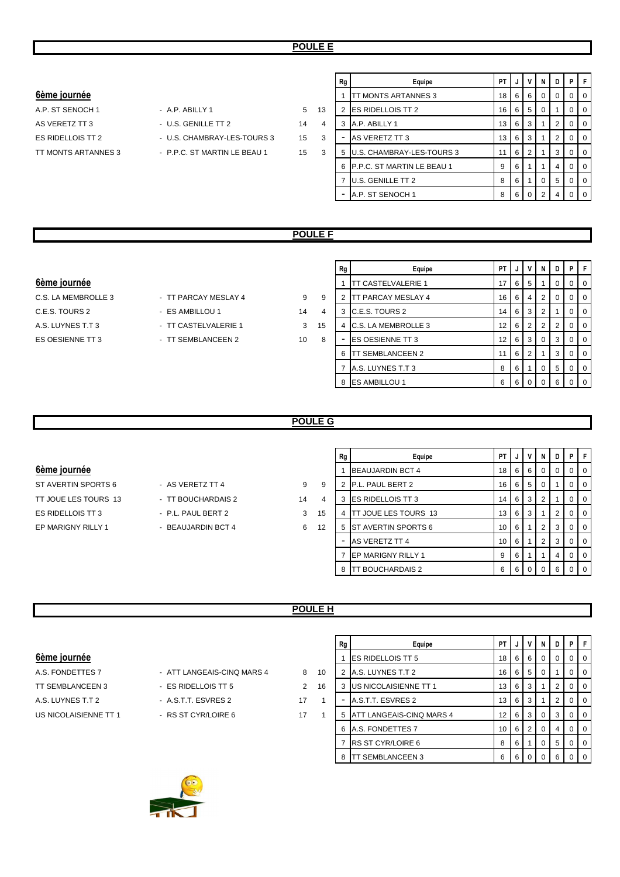## POULE E

### 6ème journée

| | | | |
|---|---|---|---|
| A.P. ST SENOCH 1 | - A.P. ABILLY 1 | 5 | 13 |
| AS VERETZ TT 3 | - U.S. GENILLE TT 2 | 14 | 4 |
| ES RIDELLOIS TT 2 | - U.S. CHAMBRAY-LES-TOURS 3 | 15 | 3 |
| TT MONTS ARTANNES 3 | - P.P.C. ST MARTIN LE BEAU 1 | 15 | 3 |

| Rg | Equipe | PT | J | V | N | D | P | F |
|---|---|---|---|---|---|---|---|---|
| 1 | TT MONTS ARTANNES 3 | 18 | 6 | 6 | 0 | 0 | 0 | 0 |
| 2 | ES RIDELLOIS TT 2 | 16 | 6 | 5 | 0 | 1 | 0 | 0 |
| 3 | A.P. ABILLY 1 | 13 | 6 | 3 | 1 | 2 | 0 | 0 |
| - | AS VERETZ TT 3 | 13 | 6 | 3 | 1 | 2 | 0 | 0 |
| 5 | U.S. CHAMBRAY-LES-TOURS 3 | 11 | 6 | 2 | 1 | 3 | 0 | 0 |
| 6 | P.P.C. ST MARTIN LE BEAU 1 | 9 | 6 | 1 | 1 | 4 | 0 | 0 |
| 7 | U.S. GENILLE TT 2 | 8 | 6 | 1 | 0 | 5 | 0 | 0 |
| - | A.P. ST SENOCH 1 | 8 | 6 | 0 | 2 | 4 | 0 | 0 |

## POULE F

### 6ème journée

| | | | |
|---|---|---|---|
| C.S. LA MEMBROLLE 3 | - TT PARCAY MESLAY 4 | 9 | 9 |
| C.E.S. TOURS 2 | - ES AMBILLOU 1 | 14 | 4 |
| A.S. LUYNES T.T 3 | - TT CASTELVALERIE 1 | 3 | 15 |
| ES OESIENNE TT 3 | - TT SEMBLANCEEN 2 | 10 | 8 |

| Rg | Equipe | PT | J | V | N | D | P | F |
|---|---|---|---|---|---|---|---|---|
| 1 | TT CASTELVALERIE 1 | 17 | 6 | 5 | 1 | 0 | 0 | 0 |
| 2 | TT PARCAY MESLAY 4 | 16 | 6 | 4 | 2 | 0 | 0 | 0 |
| 3 | C.E.S. TOURS 2 | 14 | 6 | 3 | 2 | 1 | 0 | 0 |
| 4 | C.S. LA MEMBROLLE 3 | 12 | 6 | 2 | 2 | 2 | 0 | 0 |
| - | ES OESIENNE TT 3 | 12 | 6 | 3 | 0 | 3 | 0 | 0 |
| 6 | TT SEMBLANCEEN 2 | 11 | 6 | 2 | 1 | 3 | 0 | 0 |
| 7 | A.S. LUYNES T.T 3 | 8 | 6 | 1 | 0 | 5 | 0 | 0 |
| 8 | ES AMBILLOU 1 | 6 | 6 | 0 | 0 | 6 | 0 | 0 |

## POULE G

### 6ème journée

| | | | |
|---|---|---|---|
| ST AVERTIN SPORTS 6 | - AS VERETZ TT 4 | 9 | 9 |
| TT JOUE LES TOURS 13 | - TT BOUCHARDAIS 2 | 14 | 4 |
| ES RIDELLOIS TT 3 | - P.L. PAUL BERT 2 | 3 | 15 |
| EP MARIGNY RILLY 1 | - BEAUJARDIN BCT 4 | 6 | 12 |

| Rg | Equipe | PT | J | V | N | D | P | F |
|---|---|---|---|---|---|---|---|---|
| 1 | BEAUJARDIN BCT 4 | 18 | 6 | 6 | 0 | 0 | 0 | 0 |
| 2 | P.L. PAUL BERT 2 | 16 | 6 | 5 | 0 | 1 | 0 | 0 |
| 3 | ES RIDELLOIS TT 3 | 14 | 6 | 3 | 2 | 1 | 0 | 0 |
| 4 | TT JOUE LES TOURS 13 | 13 | 6 | 3 | 1 | 2 | 0 | 0 |
| 5 | ST AVERTIN SPORTS 6 | 10 | 6 | 1 | 2 | 3 | 0 | 0 |
| - | AS VERETZ TT 4 | 10 | 6 | 1 | 2 | 3 | 0 | 0 |
| 7 | EP MARIGNY RILLY 1 | 9 | 6 | 1 | 1 | 4 | 0 | 0 |
| 8 | TT BOUCHARDAIS 2 | 6 | 6 | 0 | 0 | 6 | 0 | 0 |

## POULE H

### 6ème journée

| | | | |
|---|---|---|---|
| A.S. FONDETTES 7 | - ATT LANGEAIS-CINQ MARS 4 | 8 | 10 |
| TT SEMBLANCEEN 3 | - ES RIDELLOIS TT 5 | 2 | 16 |
| A.S. LUYNES T.T 2 | - A.S.T.T. ESVRES 2 | 17 | 1 |
| US NICOLAISIENNE TT 1 | - RS ST CYR/LOIRE 6 | 17 | 1 |

| Rg | Equipe | PT | J | V | N | D | P | F |
|---|---|---|---|---|---|---|---|---|
| 1 | ES RIDELLOIS TT 5 | 18 | 6 | 6 | 0 | 0 | 0 | 0 |
| 2 | A.S. LUYNES T.T 2 | 16 | 6 | 5 | 0 | 1 | 0 | 0 |
| 3 | US NICOLAISIENNE TT 1 | 13 | 6 | 3 | 1 | 2 | 0 | 0 |
| - | A.S.T.T. ESVRES 2 | 13 | 6 | 3 | 1 | 2 | 0 | 0 |
| 5 | ATT LANGEAIS-CINQ MARS 4 | 12 | 6 | 3 | 0 | 3 | 0 | 0 |
| 6 | A.S. FONDETTES 7 | 10 | 6 | 2 | 0 | 4 | 0 | 0 |
| 7 | RS ST CYR/LOIRE 6 | 8 | 6 | 1 | 0 | 5 | 0 | 0 |
| 8 | TT SEMBLANCEEN 3 | 6 | 6 | 0 | 0 | 6 | 0 | 0 |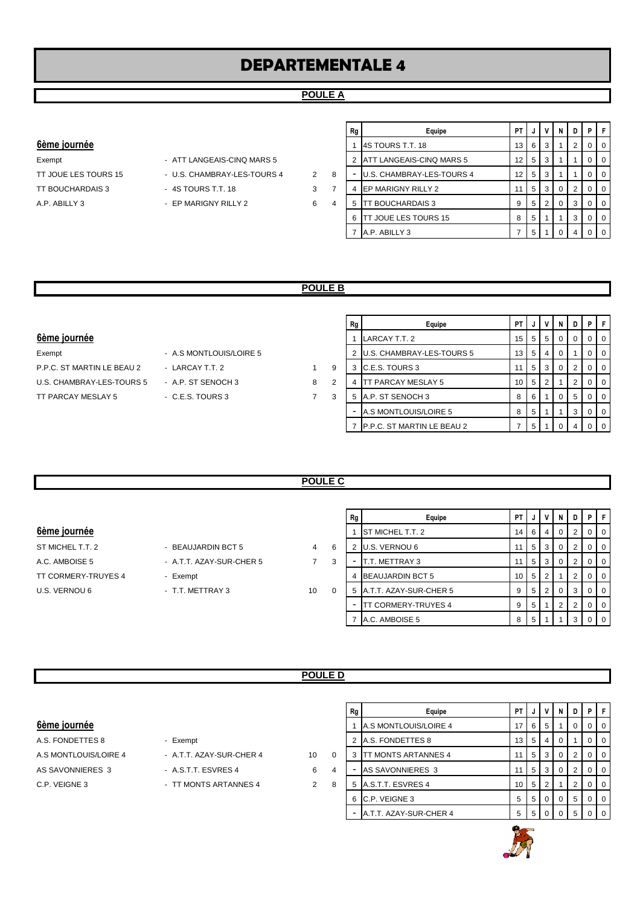# DEPARTEMENTALE 4

## POULE A

### 6ème journée

| | | | |
|---|---|---|---|
| Exempt | - ATT LANGEAIS-CINQ MARS 5 | | |
| TT JOUE LES TOURS 15 | - U.S. CHAMBRAY-LES-TOURS 4 | 2 | 8 |
| TT BOUCHARDAIS 3 | - 4S TOURS T.T. 18 | 3 | 7 |
| A.P. ABILLY 3 | - EP MARIGNY RILLY 2 | 6 | 4 |

| Rg | Equipe | PT | J | V | N | D | P | F |
|---|---|---|---|---|---|---|---|---|
| 1 | 4S TOURS T.T. 18 | 13 | 6 | 3 | 1 | 2 | 0 | 0 |
| 2 | ATT LANGEAIS-CINQ MARS 5 | 12 | 5 | 3 | 1 | 1 | 0 | 0 |
| - | U.S. CHAMBRAY-LES-TOURS 4 | 12 | 5 | 3 | 1 | 1 | 0 | 0 |
| 4 | EP MARIGNY RILLY 2 | 11 | 5 | 3 | 0 | 2 | 0 | 0 |
| 5 | TT BOUCHARDAIS 3 | 9 | 5 | 2 | 0 | 3 | 0 | 0 |
| 6 | TT JOUE LES TOURS 15 | 8 | 5 | 1 | 1 | 3 | 0 | 0 |
| 7 | A.P. ABILLY 3 | 7 | 5 | 1 | 0 | 4 | 0 | 0 |

## POULE B

### 6ème journée

| | | | |
|---|---|---|---|
| Exempt | - A.S MONTLOUIS/LOIRE 5 | | |
| P.P.C. ST MARTIN LE BEAU 2 | - LARCAY T.T. 2 | 1 | 9 |
| U.S. CHAMBRAY-LES-TOURS 5 | - A.P. ST SENOCH 3 | 8 | 2 |
| TT PARCAY MESLAY 5 | - C.E.S. TOURS 3 | 7 | 3 |

| Rg | Equipe | PT | J | V | N | D | P | F |
|---|---|---|---|---|---|---|---|---|
| 1 | LARCAY T.T. 2 | 15 | 5 | 5 | 0 | 0 | 0 | 0 |
| 2 | U.S. CHAMBRAY-LES-TOURS 5 | 13 | 5 | 4 | 0 | 1 | 0 | 0 |
| 3 | C.E.S. TOURS 3 | 11 | 5 | 3 | 0 | 2 | 0 | 0 |
| 4 | TT PARCAY MESLAY 5 | 10 | 5 | 2 | 1 | 2 | 0 | 0 |
| 5 | A.P. ST SENOCH 3 | 8 | 6 | 1 | 0 | 5 | 0 | 0 |
| - | A.S MONTLOUIS/LOIRE 5 | 8 | 5 | 1 | 1 | 3 | 0 | 0 |
| 7 | P.P.C. ST MARTIN LE BEAU 2 | 7 | 5 | 1 | 0 | 4 | 0 | 0 |

## POULE C

### 6ème journée

| | | | |
|---|---|---|---|
| ST MICHEL T.T. 2 | - BEAUJARDIN BCT 5 | 4 | 6 |
| A.C. AMBOISE 5 | - A.T.T. AZAY-SUR-CHER 5 | 7 | 3 |
| TT CORMERY-TRUYES 4 | - Exempt | | |
| U.S. VERNOU 6 | - T.T. METTRAY 3 | 10 | 0 |

| Rg | Equipe | PT | J | V | N | D | P | F |
|---|---|---|---|---|---|---|---|---|
| 1 | ST MICHEL T.T. 2 | 14 | 6 | 4 | 0 | 2 | 0 | 0 |
| 2 | U.S. VERNOU 6 | 11 | 5 | 3 | 0 | 2 | 0 | 0 |
| - | T.T. METTRAY 3 | 11 | 5 | 3 | 0 | 2 | 0 | 0 |
| 4 | BEAUJARDIN BCT 5 | 10 | 5 | 2 | 1 | 2 | 0 | 0 |
| 5 | A.T.T. AZAY-SUR-CHER 5 | 9 | 5 | 2 | 0 | 3 | 0 | 0 |
| - | TT CORMERY-TRUYES 4 | 9 | 5 | 1 | 2 | 2 | 0 | 0 |
| 7 | A.C. AMBOISE 5 | 8 | 5 | 1 | 1 | 3 | 0 | 0 |

## POULE D

### 6ème journée

| | | | |
|---|---|---|---|
| A.S. FONDETTES 8 | - Exempt | | |
| A.S MONTLOUIS/LOIRE 4 | - A.T.T. AZAY-SUR-CHER 4 | 10 | 0 |
| AS SAVONNIERES 3 | - A.S.T.T. ESVRES 4 | 6 | 4 |
| C.P. VEIGNE 3 | - TT MONTS ARTANNES 4 | 2 | 8 |

| Rg | Equipe | PT | J | V | N | D | P | F |
|---|---|---|---|---|---|---|---|---|
| 1 | A.S MONTLOUIS/LOIRE 4 | 17 | 6 | 5 | 1 | 0 | 0 | 0 |
| 2 | A.S. FONDETTES 8 | 13 | 5 | 4 | 0 | 1 | 0 | 0 |
| 3 | TT MONTS ARTANNES 4 | 11 | 5 | 3 | 0 | 2 | 0 | 0 |
| - | AS SAVONNIERES 3 | 11 | 5 | 3 | 0 | 2 | 0 | 0 |
| 5 | A.S.T.T. ESVRES 4 | 10 | 5 | 2 | 1 | 2 | 0 | 0 |
| 6 | C.P. VEIGNE 3 | 5 | 5 | 0 | 0 | 5 | 0 | 0 |
| - | A.T.T. AZAY-SUR-CHER 4 | 5 | 5 | 0 | 0 | 5 | 0 | 0 |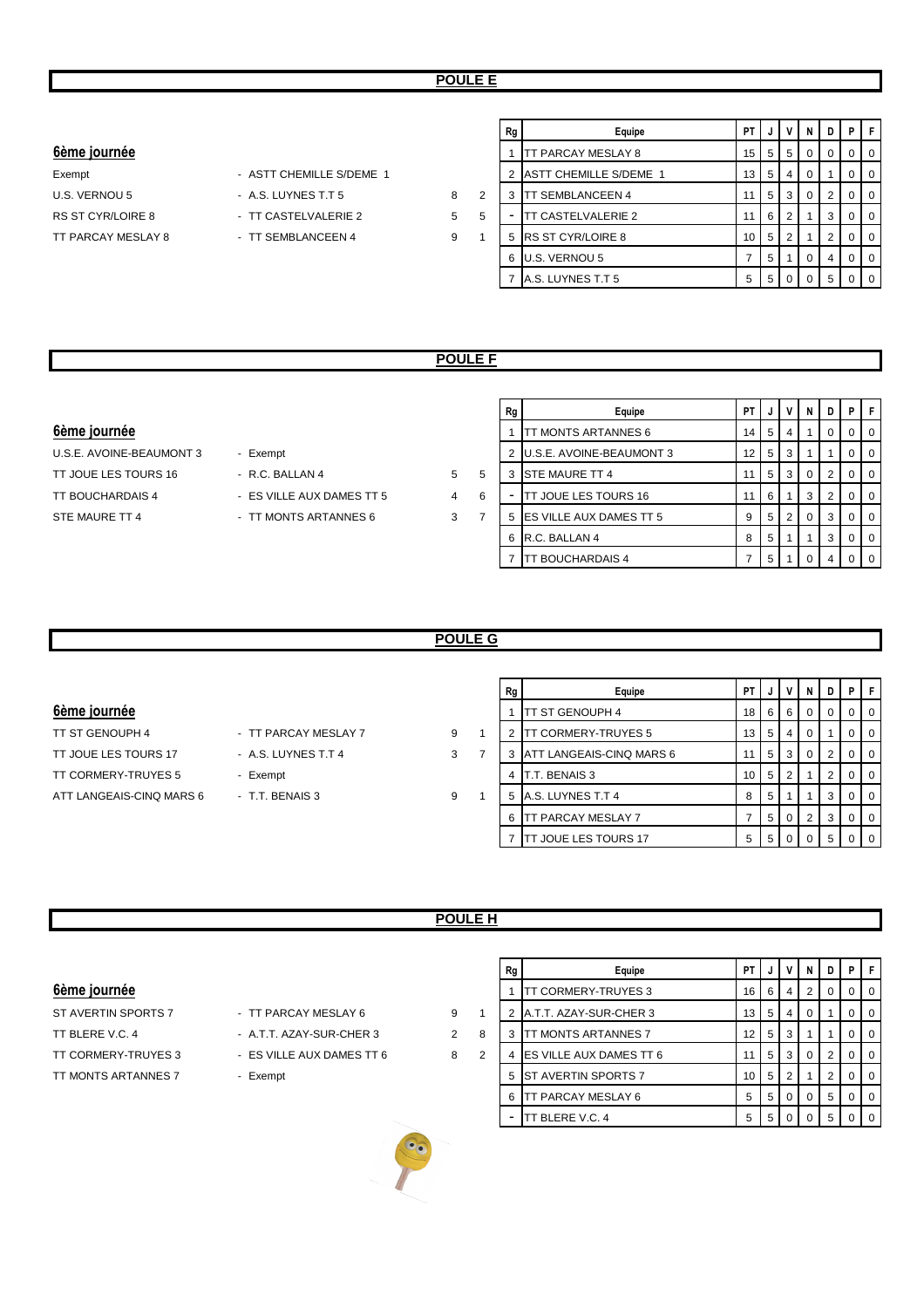## POULE E

### 6ème journée

| | | | |
|---|---|---|---|
| Exempt | - ASTT CHEMILLE S/DEME 1 | | |
| U.S. VERNOU 5 | - A.S. LUYNES T.T 5 | 8 | 2 |
| RS ST CYR/LOIRE 8 | - TT CASTELVALERIE 2 | 5 | 5 |
| TT PARCAY MESLAY 8 | - TT SEMBLANCEEN 4 | 9 | 1 |

| Rg | Equipe | PT | J | V | N | D | P | F |
|---|---|---|---|---|---|---|---|---|
| 1 | TT PARCAY MESLAY 8 | 15 | 5 | 5 | 0 | 0 | 0 | 0 |
| 2 | ASTT CHEMILLE S/DEME 1 | 13 | 5 | 4 | 0 | 1 | 0 | 0 |
| 3 | TT SEMBLANCEEN 4 | 11 | 5 | 3 | 0 | 2 | 0 | 0 |
| - | TT CASTELVALERIE 2 | 11 | 6 | 2 | 1 | 3 | 0 | 0 |
| 5 | RS ST CYR/LOIRE 8 | 10 | 5 | 2 | 1 | 2 | 0 | 0 |
| 6 | U.S. VERNOU 5 | 7 | 5 | 1 | 0 | 4 | 0 | 0 |
| 7 | A.S. LUYNES T.T 5 | 5 | 5 | 0 | 0 | 5 | 0 | 0 |

## POULE F

### 6ème journée

| | | | |
|---|---|---|---|
| U.S.E. AVOINE-BEAUMONT 3 | - Exempt | | |
| TT JOUE LES TOURS 16 | - R.C. BALLAN 4 | 5 | 5 |
| TT BOUCHARDAIS 4 | - ES VILLE AUX DAMES TT 5 | 4 | 6 |
| STE MAURE TT 4 | - TT MONTS ARTANNES 6 | 3 | 7 |

| Rg | Equipe | PT | J | V | N | D | P | F |
|---|---|---|---|---|---|---|---|---|
| 1 | TT MONTS ARTANNES 6 | 14 | 5 | 4 | 1 | 0 | 0 | 0 |
| 2 | U.S.E. AVOINE-BEAUMONT 3 | 12 | 5 | 3 | 1 | 1 | 0 | 0 |
| 3 | STE MAURE TT 4 | 11 | 5 | 3 | 0 | 2 | 0 | 0 |
| - | TT JOUE LES TOURS 16 | 11 | 6 | 1 | 3 | 2 | 0 | 0 |
| 5 | ES VILLE AUX DAMES TT 5 | 9 | 5 | 2 | 0 | 3 | 0 | 0 |
| 6 | R.C. BALLAN 4 | 8 | 5 | 1 | 1 | 3 | 0 | 0 |
| 7 | TT BOUCHARDAIS 4 | 7 | 5 | 1 | 0 | 4 | 0 | 0 |

## POULE G

### 6ème journée

| | | | |
|---|---|---|---|
| TT ST GENOUPH 4 | - TT PARCAY MESLAY 7 | 9 | 1 |
| TT JOUE LES TOURS 17 | - A.S. LUYNES T.T 4 | 3 | 7 |
| TT CORMERY-TRUYES 5 | - Exempt | | |
| ATT LANGEAIS-CINQ MARS 6 | - T.T. BENAIS 3 | 9 | 1 |

| Rg | Equipe | PT | J | V | N | D | P | F |
|---|---|---|---|---|---|---|---|---|
| 1 | TT ST GENOUPH 4 | 18 | 6 | 6 | 0 | 0 | 0 | 0 |
| 2 | TT CORMERY-TRUYES 5 | 13 | 5 | 4 | 0 | 1 | 0 | 0 |
| 3 | ATT LANGEAIS-CINQ MARS 6 | 11 | 5 | 3 | 0 | 2 | 0 | 0 |
| 4 | T.T. BENAIS 3 | 10 | 5 | 2 | 1 | 2 | 0 | 0 |
| 5 | A.S. LUYNES T.T 4 | 8 | 5 | 1 | 1 | 3 | 0 | 0 |
| 6 | TT PARCAY MESLAY 7 | 7 | 5 | 0 | 2 | 3 | 0 | 0 |
| 7 | TT JOUE LES TOURS 17 | 5 | 5 | 0 | 0 | 5 | 0 | 0 |

## POULE H

### 6ème journée

| | | | |
|---|---|---|---|
| ST AVERTIN SPORTS 7 | - TT PARCAY MESLAY 6 | 9 | 1 |
| TT BLERE V.C. 4 | - A.T.T. AZAY-SUR-CHER 3 | 2 | 8 |
| TT CORMERY-TRUYES 3 | - ES VILLE AUX DAMES TT 6 | 8 | 2 |
| TT MONTS ARTANNES 7 | - Exempt | | |

| Rg | Equipe | PT | J | V | N | D | P | F |
|---|---|---|---|---|---|---|---|---|
| 1 | TT CORMERY-TRUYES 3 | 16 | 6 | 4 | 2 | 0 | 0 | 0 |
| 2 | A.T.T. AZAY-SUR-CHER 3 | 13 | 5 | 4 | 0 | 1 | 0 | 0 |
| 3 | TT MONTS ARTANNES 7 | 12 | 5 | 3 | 1 | 1 | 0 | 0 |
| 4 | ES VILLE AUX DAMES TT 6 | 11 | 5 | 3 | 0 | 2 | 0 | 0 |
| 5 | ST AVERTIN SPORTS 7 | 10 | 5 | 2 | 1 | 2 | 0 | 0 |
| 6 | TT PARCAY MESLAY 6 | 5 | 5 | 0 | 0 | 5 | 0 | 0 |
| - | TT BLERE V.C. 4 | 5 | 5 | 0 | 0 | 5 | 0 | 0 |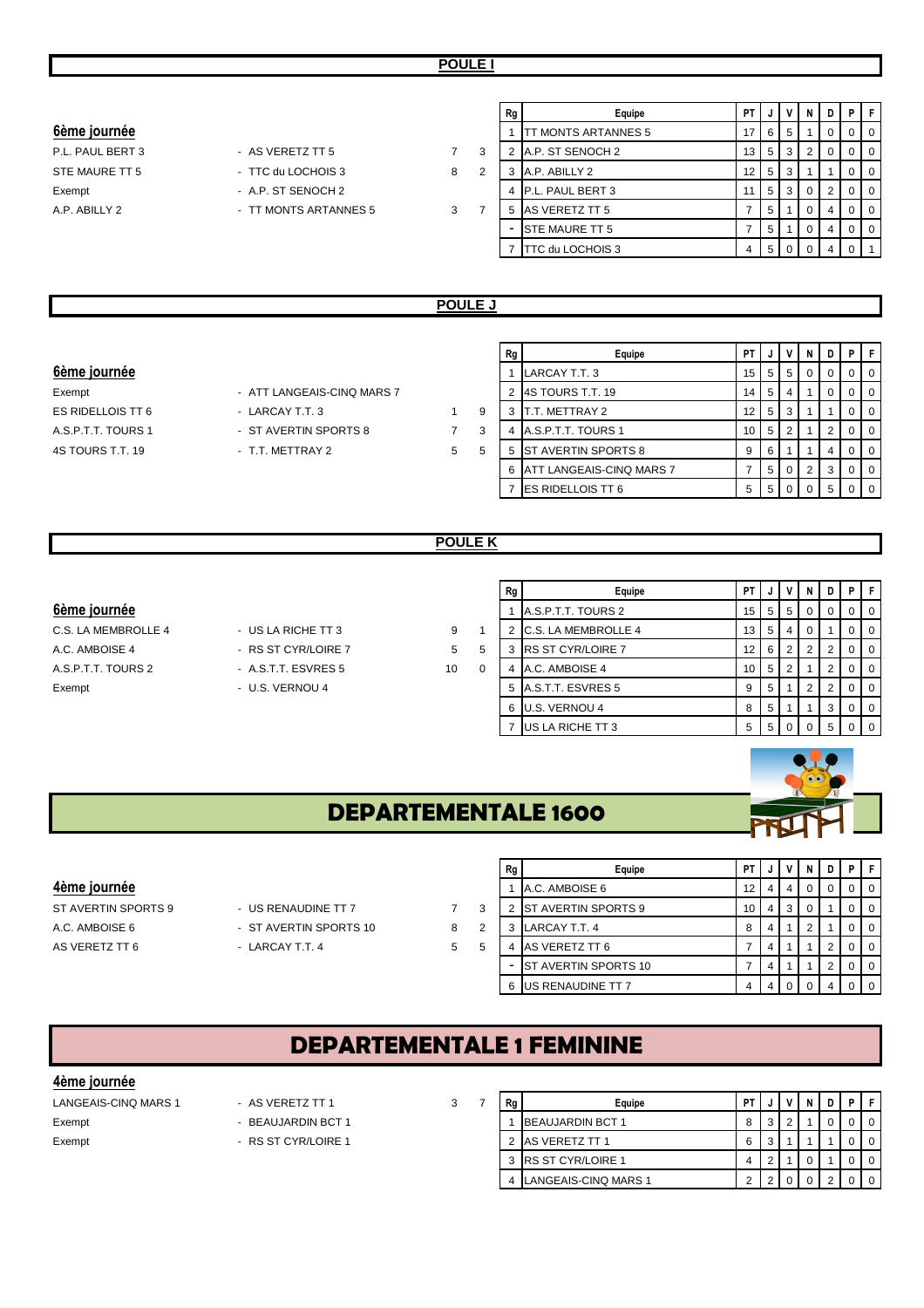## POULE I

### 6ème journée

| | | | |
|---|---|---|---|
| P.L. PAUL BERT 3 | - AS VERETZ TT 5 | 7 | 3 |
| STE MAURE TT 5 | - TTC du LOCHOIS 3 | 8 | 2 |
| Exempt | - A.P. ST SENOCH 2 | | |
| A.P. ABILLY 2 | - TT MONTS ARTANNES 5 | 3 | 7 |

| Rg | Equipe | PT | J | V | N | D | P | F |
|---|---|---|---|---|---|---|---|---|
| 1 | TT MONTS ARTANNES 5 | 17 | 6 | 5 | 1 | 0 | 0 | 0 |
| 2 | A.P. ST SENOCH 2 | 13 | 5 | 3 | 2 | 0 | 0 | 0 |
| 3 | A.P. ABILLY 2 | 12 | 5 | 3 | 1 | 1 | 0 | 0 |
| 4 | P.L. PAUL BERT 3 | 11 | 5 | 3 | 0 | 2 | 0 | 0 |
| 5 | AS VERETZ TT 5 | 7 | 5 | 1 | 0 | 4 | 0 | 0 |
| - | STE MAURE TT 5 | 7 | 5 | 1 | 0 | 4 | 0 | 0 |
| 7 | TTC du LOCHOIS 3 | 4 | 5 | 0 | 0 | 4 | 0 | 1 |

## POULE J

### 6ème journée

| | | | |
|---|---|---|---|
| Exempt | - ATT LANGEAIS-CINQ MARS 7 | | |
| ES RIDELLOIS TT 6 | - LARCAY T.T. 3 | 1 | 9 |
| A.S.P.T.T. TOURS 1 | - ST AVERTIN SPORTS 8 | 7 | 3 |
| 4S TOURS T.T. 19 | - T.T. METTRAY 2 | 5 | 5 |

| Rg | Equipe | PT | J | V | N | D | P | F |
|---|---|---|---|---|---|---|---|---|
| 1 | LARCAY T.T. 3 | 15 | 5 | 5 | 0 | 0 | 0 | 0 |
| 2 | 4S TOURS T.T. 19 | 14 | 5 | 4 | 1 | 0 | 0 | 0 |
| 3 | T.T. METTRAY 2 | 12 | 5 | 3 | 1 | 1 | 0 | 0 |
| 4 | A.S.P.T.T. TOURS 1 | 10 | 5 | 2 | 1 | 2 | 0 | 0 |
| 5 | ST AVERTIN SPORTS 8 | 9 | 6 | 1 | 1 | 4 | 0 | 0 |
| 6 | ATT LANGEAIS-CINQ MARS 7 | 7 | 5 | 0 | 2 | 3 | 0 | 0 |
| 7 | ES RIDELLOIS TT 6 | 5 | 5 | 0 | 0 | 5 | 0 | 0 |

## POULE K

### 6ème journée

| | | | |
|---|---|---|---|
| C.S. LA MEMBROLLE 4 | - US LA RICHE TT 3 | 9 | 1 |
| A.C. AMBOISE 4 | - RS ST CYR/LOIRE 7 | 5 | 5 |
| A.S.P.T.T. TOURS 2 | - A.S.T.T. ESVRES 5 | 10 | 0 |
| Exempt | - U.S. VERNOU 4 | | |

| Rg | Equipe | PT | J | V | N | D | P | F |
|---|---|---|---|---|---|---|---|---|
| 1 | A.S.P.T.T. TOURS 2 | 15 | 5 | 5 | 0 | 0 | 0 | 0 |
| 2 | C.S. LA MEMBROLLE 4 | 13 | 5 | 4 | 0 | 1 | 0 | 0 |
| 3 | RS ST CYR/LOIRE 7 | 12 | 6 | 2 | 2 | 2 | 0 | 0 |
| 4 | A.C. AMBOISE 4 | 10 | 5 | 2 | 1 | 2 | 0 | 0 |
| 5 | A.S.T.T. ESVRES 5 | 9 | 5 | 1 | 2 | 2 | 0 | 0 |
| 6 | U.S. VERNOU 4 | 8 | 5 | 1 | 1 | 3 | 0 | 0 |
| 7 | US LA RICHE TT 3 | 5 | 5 | 0 | 0 | 5 | 0 | 0 |

# DEPARTEMENTALE 1600

### 4ème journée

| | | | |
|---|---|---|---|
| ST AVERTIN SPORTS 9 | - US RENAUDINE TT 7 | 7 | 3 |
| A.C. AMBOISE 6 | - ST AVERTIN SPORTS 10 | 8 | 2 |
| AS VERETZ TT 6 | - LARCAY T.T. 4 | 5 | 5 |

| Rg | Equipe | PT | J | V | N | D | P | F |
|---|---|---|---|---|---|---|---|---|
| 1 | A.C. AMBOISE 6 | 12 | 4 | 4 | 0 | 0 | 0 | 0 |
| 2 | ST AVERTIN SPORTS 9 | 10 | 4 | 3 | 0 | 1 | 0 | 0 |
| 3 | LARCAY T.T. 4 | 8 | 4 | 1 | 2 | 1 | 0 | 0 |
| 4 | AS VERETZ TT 6 | 7 | 4 | 1 | 1 | 2 | 0 | 0 |
| - | ST AVERTIN SPORTS 10 | 7 | 4 | 1 | 1 | 2 | 0 | 0 |
| 6 | US RENAUDINE TT 7 | 4 | 4 | 0 | 0 | 4 | 0 | 0 |

# DEPARTEMENTALE 1 FEMININE

### 4ème journée

| | | | |
|---|---|---|---|
| LANGEAIS-CINQ MARS 1 | - AS VERETZ TT 1 | 3 | 7 |
| Exempt | - BEAUJARDIN BCT 1 | | |
| Exempt | - RS ST CYR/LOIRE 1 | | |

| Rg | Equipe | PT | J | V | N | D | P | F |
|---|---|---|---|---|---|---|---|---|
| 1 | BEAUJARDIN BCT 1 | 8 | 3 | 2 | 1 | 0 | 0 | 0 |
| 2 | AS VERETZ TT 1 | 6 | 3 | 1 | 1 | 1 | 0 | 0 |
| 3 | RS ST CYR/LOIRE 1 | 4 | 2 | 1 | 0 | 1 | 0 | 0 |
| 4 | LANGEAIS-CINQ MARS 1 | 2 | 2 | 0 | 0 | 2 | 0 | 0 |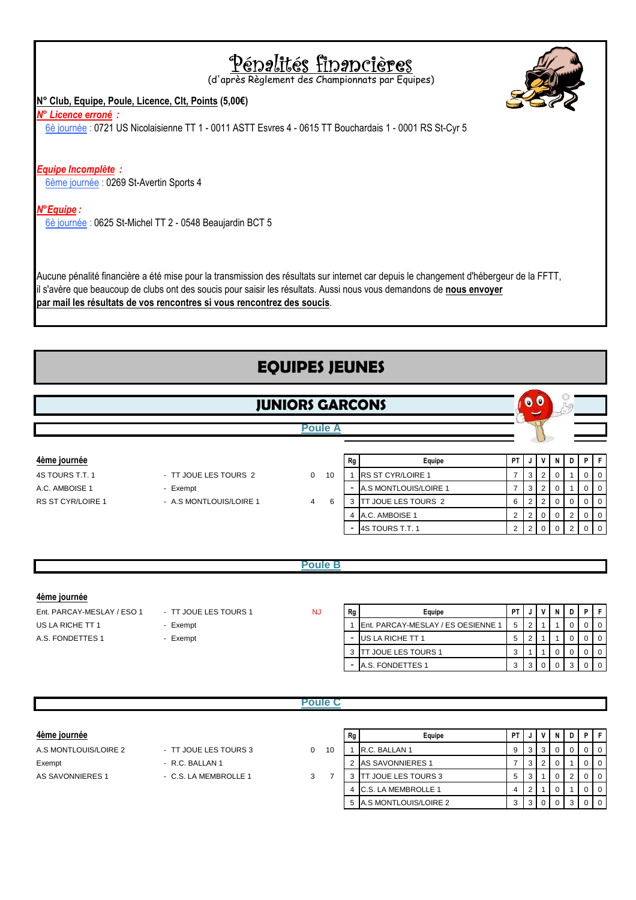# Pénalités financières

(d'après Règlement des Championnats par Equipes)

**N° Club, Equipe, Poule, Licence, Clt, Points (5,00€)**

***N° Licence erroné :***

6è journée : 0721 US Nicolaisienne TT 1 - 0011 ASTT Esvres 4 - 0615 TT Bouchardais 1 - 0001 RS St-Cyr 5

***Equipe Incomplète :***

6ème journée : 0269 St-Avertin Sports 4

***N°Equipe :***

6è journée : 0625 St-Michel TT 2 - 0548 Beaujardin BCT 5

Aucune pénalité financière a été mise pour la transmission des résultats sur internet car depuis le changement d'hébergeur de la FFTT, il s'avère que beaucoup de clubs ont des soucis pour saisir les résultats. Aussi nous vous demandons de **nous envoyer par mail les résultats de vos rencontres si vous rencontrez des soucis**.

# EQUIPES JEUNES

## JUNIORS GARCONS

### Poule A

**4ème journée**

| | | | |
|---|---|---|---|
| 4S TOURS T.T. 1 | - TT JOUE LES TOURS 2 | 0 | 10 |
| A.C. AMBOISE 1 | - Exempt | | |
| RS ST CYR/LOIRE 1 | - A.S MONTLOUIS/LOIRE 1 | 4 | 6 |

| Rg | Equipe | PT | J | V | N | D | P | F |
|---|---|---|---|---|---|---|---|---|
| 1 | RS ST CYR/LOIRE 1 | 7 | 3 | 2 | 0 | 1 | 0 | 0 |
| - | A.S MONTLOUIS/LOIRE 1 | 7 | 3 | 2 | 0 | 1 | 0 | 0 |
| 3 | TT JOUE LES TOURS 2 | 6 | 2 | 2 | 0 | 0 | 0 | 0 |
| 4 | A.C. AMBOISE 1 | 2 | 2 | 0 | 0 | 2 | 0 | 0 |
| - | 4S TOURS T.T. 1 | 2 | 2 | 0 | 0 | 2 | 0 | 0 |

### Poule B

**4ème journée**

| | | | |
|---|---|---|---|
| Ent. PARCAY-MESLAY / ESO 1 | - TT JOUE LES TOURS 1 | NJ | |
| US LA RICHE TT 1 | - Exempt | | |
| A.S. FONDETTES 1 | - Exempt | | |

| Rg | Equipe | PT | J | V | N | D | P | F |
|---|---|---|---|---|---|---|---|---|
| 1 | Ent. PARCAY-MESLAY / ES OESIENNE 1 | 5 | 2 | 1 | 1 | 0 | 0 | 0 |
| - | US LA RICHE TT 1 | 5 | 2 | 1 | 1 | 0 | 0 | 0 |
| 3 | TT JOUE LES TOURS 1 | 3 | 1 | 1 | 0 | 0 | 0 | 0 |
| - | A.S. FONDETTES 1 | 3 | 3 | 0 | 0 | 3 | 0 | 0 |

### Poule C

**4ème journée**

| | | | |
|---|---|---|---|
| A.S MONTLOUIS/LOIRE 2 | - TT JOUE LES TOURS 3 | 0 | 10 |
| Exempt | - R.C. BALLAN 1 | | |
| AS SAVONNIERES 1 | - C.S. LA MEMBROLLE 1 | 3 | 7 |

| Rg | Equipe | PT | J | V | N | D | P | F |
|---|---|---|---|---|---|---|---|---|
| 1 | R.C. BALLAN 1 | 9 | 3 | 3 | 0 | 0 | 0 | 0 |
| 2 | AS SAVONNIERES 1 | 7 | 3 | 2 | 0 | 1 | 0 | 0 |
| 3 | TT JOUE LES TOURS 3 | 5 | 3 | 1 | 0 | 2 | 0 | 0 |
| 4 | C.S. LA MEMBROLLE 1 | 4 | 2 | 1 | 0 | 1 | 0 | 0 |
| 5 | A.S MONTLOUIS/LOIRE 2 | 3 | 3 | 0 | 0 | 3 | 0 | 0 |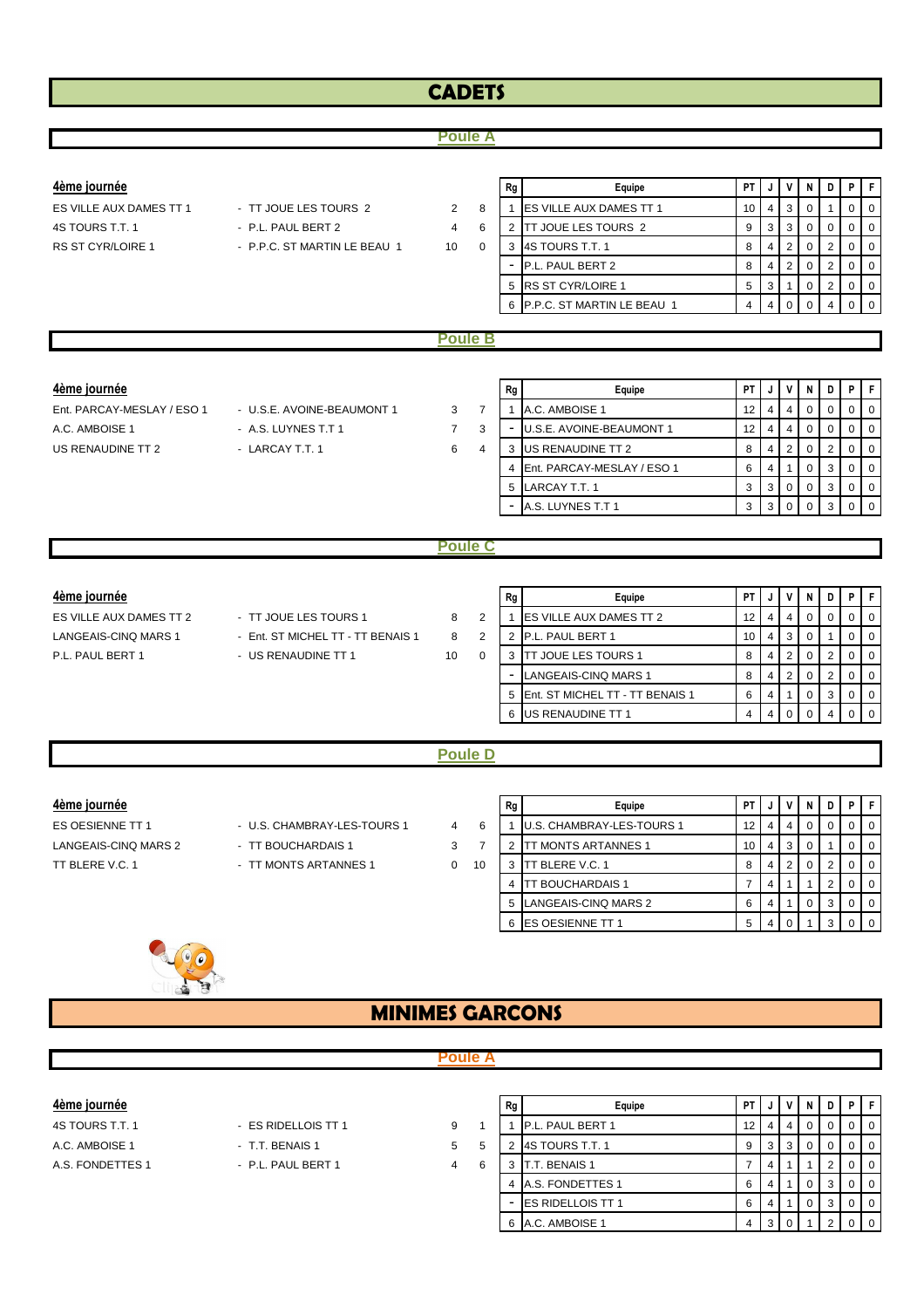# CADETS

## Poule A

**4ème journée**

| | | | |
|---|---|---|---|
| ES VILLE AUX DAMES TT 1 | - TT JOUE LES TOURS 2 | 2 | 8 |
| 4S TOURS T.T. 1 | - P.L. PAUL BERT 2 | 4 | 6 |
| RS ST CYR/LOIRE 1 | - P.P.C. ST MARTIN LE BEAU 1 | 10 | 0 |

| Rg | Equipe | PT | J | V | N | D | P | F |
|---|---|---|---|---|---|---|---|---|
| 1 | ES VILLE AUX DAMES TT 1 | 10 | 4 | 3 | 0 | 1 | 0 | 0 |
| 2 | TT JOUE LES TOURS 2 | 9 | 3 | 3 | 0 | 0 | 0 | 0 |
| 3 | 4S TOURS T.T. 1 | 8 | 4 | 2 | 0 | 2 | 0 | 0 |
| - | P.L. PAUL BERT 2 | 8 | 4 | 2 | 0 | 2 | 0 | 0 |
| 5 | RS ST CYR/LOIRE 1 | 5 | 3 | 1 | 0 | 2 | 0 | 0 |
| 6 | P.P.C. ST MARTIN LE BEAU 1 | 4 | 4 | 0 | 0 | 4 | 0 | 0 |

## Poule B

**4ème journée**

| | | | |
|---|---|---|---|
| Ent. PARCAY-MESLAY / ESO 1 | - U.S.E. AVOINE-BEAUMONT 1 | 3 | 7 |
| A.C. AMBOISE 1 | - A.S. LUYNES T.T 1 | 7 | 3 |
| US RENAUDINE TT 2 | - LARCAY T.T. 1 | 6 | 4 |

| Rg | Equipe | PT | J | V | N | D | P | F |
|---|---|---|---|---|---|---|---|---|
| 1 | A.C. AMBOISE 1 | 12 | 4 | 4 | 0 | 0 | 0 | 0 |
| - | U.S.E. AVOINE-BEAUMONT 1 | 12 | 4 | 4 | 0 | 0 | 0 | 0 |
| 3 | US RENAUDINE TT 2 | 8 | 4 | 2 | 0 | 2 | 0 | 0 |
| 4 | Ent. PARCAY-MESLAY / ESO 1 | 6 | 4 | 1 | 0 | 3 | 0 | 0 |
| 5 | LARCAY T.T. 1 | 3 | 3 | 0 | 0 | 3 | 0 | 0 |
| - | A.S. LUYNES T.T 1 | 3 | 3 | 0 | 0 | 3 | 0 | 0 |

## Poule C

**4ème journée**

| | | | |
|---|---|---|---|
| ES VILLE AUX DAMES TT 2 | - TT JOUE LES TOURS 1 | 8 | 2 |
| LANGEAIS-CINQ MARS 1 | - Ent. ST MICHEL TT - TT BENAIS 1 | 8 | 2 |
| P.L. PAUL BERT 1 | - US RENAUDINE TT 1 | 10 | 0 |

| Rg | Equipe | PT | J | V | N | D | P | F |
|---|---|---|---|---|---|---|---|---|
| 1 | ES VILLE AUX DAMES TT 2 | 12 | 4 | 4 | 0 | 0 | 0 | 0 |
| 2 | P.L. PAUL BERT 1 | 10 | 4 | 3 | 0 | 1 | 0 | 0 |
| 3 | TT JOUE LES TOURS 1 | 8 | 4 | 2 | 0 | 2 | 0 | 0 |
| - | LANGEAIS-CINQ MARS 1 | 8 | 4 | 2 | 0 | 2 | 0 | 0 |
| 5 | Ent. ST MICHEL TT - TT BENAIS 1 | 6 | 4 | 1 | 0 | 3 | 0 | 0 |
| 6 | US RENAUDINE TT 1 | 4 | 4 | 0 | 0 | 4 | 0 | 0 |

## Poule D

**4ème journée**

| | | | |
|---|---|---|---|
| ES OESIENNE TT 1 | - U.S. CHAMBRAY-LES-TOURS 1 | 4 | 6 |
| LANGEAIS-CINQ MARS 2 | - TT BOUCHARDAIS 1 | 3 | 7 |
| TT BLERE V.C. 1 | - TT MONTS ARTANNES 1 | 0 | 10 |

| Rg | Equipe | PT | J | V | N | D | P | F |
|---|---|---|---|---|---|---|---|---|
| 1 | U.S. CHAMBRAY-LES-TOURS 1 | 12 | 4 | 4 | 0 | 0 | 0 | 0 |
| 2 | TT MONTS ARTANNES 1 | 10 | 4 | 3 | 0 | 1 | 0 | 0 |
| 3 | TT BLERE V.C. 1 | 8 | 4 | 2 | 0 | 2 | 0 | 0 |
| 4 | TT BOUCHARDAIS 1 | 7 | 4 | 1 | 1 | 2 | 0 | 0 |
| 5 | LANGEAIS-CINQ MARS 2 | 6 | 4 | 1 | 0 | 3 | 0 | 0 |
| 6 | ES OESIENNE TT 1 | 5 | 4 | 0 | 1 | 3 | 0 | 0 |

# MINIMES GARCONS

## Poule A

**4ème journée**

| | | | |
|---|---|---|---|
| 4S TOURS T.T. 1 | - ES RIDELLOIS TT 1 | 9 | 1 |
| A.C. AMBOISE 1 | - T.T. BENAIS 1 | 5 | 5 |
| A.S. FONDETTES 1 | - P.L. PAUL BERT 1 | 4 | 6 |

| Rg | Equipe | PT | J | V | N | D | P | F |
|---|---|---|---|---|---|---|---|---|
| 1 | P.L. PAUL BERT 1 | 12 | 4 | 4 | 0 | 0 | 0 | 0 |
| 2 | 4S TOURS T.T. 1 | 9 | 3 | 3 | 0 | 0 | 0 | 0 |
| 3 | T.T. BENAIS 1 | 7 | 4 | 1 | 1 | 2 | 0 | 0 |
| 4 | A.S. FONDETTES 1 | 6 | 4 | 1 | 0 | 3 | 0 | 0 |
| - | ES RIDELLOIS TT 1 | 6 | 4 | 1 | 0 | 3 | 0 | 0 |
| 6 | A.C. AMBOISE 1 | 4 | 3 | 0 | 1 | 2 | 0 | 0 |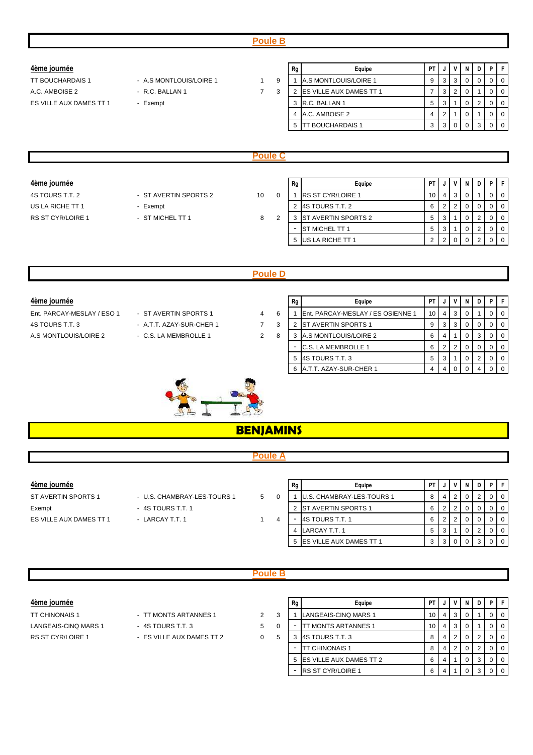## Poule B

### 4ème journée

| | | | |
|---|---|---|---|
| TT BOUCHARDAIS 1 | - A.S MONTLOUIS/LOIRE 1 | 1 | 9 |
| A.C. AMBOISE 2 | - R.C. BALLAN 1 | 7 | 3 |
| ES VILLE AUX DAMES TT 1 | - Exempt | | |

| Rg | Equipe | PT | J | V | N | D | P | F |
|---|---|---|---|---|---|---|---|---|
| 1 | A.S MONTLOUIS/LOIRE 1 | 9 | 3 | 3 | 0 | 0 | 0 | 0 |
| 2 | ES VILLE AUX DAMES TT 1 | 7 | 3 | 2 | 0 | 1 | 0 | 0 |
| 3 | R.C. BALLAN 1 | 5 | 3 | 1 | 0 | 2 | 0 | 0 |
| 4 | A.C. AMBOISE 2 | 4 | 2 | 1 | 0 | 1 | 0 | 0 |
| 5 | TT BOUCHARDAIS 1 | 3 | 3 | 0 | 0 | 3 | 0 | 0 |

## Poule C

### 4ème journée

| | | | |
|---|---|---|---|
| 4S TOURS T.T. 2 | - ST AVERTIN SPORTS 2 | 10 | 0 |
| US LA RICHE TT 1 | - Exempt | | |
| RS ST CYR/LOIRE 1 | - ST MICHEL TT 1 | 8 | 2 |

| Rg | Equipe | PT | J | V | N | D | P | F |
|---|---|---|---|---|---|---|---|---|
| 1 | RS ST CYR/LOIRE 1 | 10 | 4 | 3 | 0 | 1 | 0 | 0 |
| 2 | 4S TOURS T.T. 2 | 6 | 2 | 2 | 0 | 0 | 0 | 0 |
| 3 | ST AVERTIN SPORTS 2 | 5 | 3 | 1 | 0 | 2 | 0 | 0 |
| - | ST MICHEL TT 1 | 5 | 3 | 1 | 0 | 2 | 0 | 0 |
| 5 | US LA RICHE TT 1 | 2 | 2 | 0 | 0 | 2 | 0 | 0 |

## Poule D

### 4ème journée

| | | | |
|---|---|---|---|
| Ent. PARCAY-MESLAY / ESO 1 | - ST AVERTIN SPORTS 1 | 4 | 6 |
| 4S TOURS T.T. 3 | - A.T.T. AZAY-SUR-CHER 1 | 7 | 3 |
| A.S MONTLOUIS/LOIRE 2 | - C.S. LA MEMBROLLE 1 | 2 | 8 |

| Rg | Equipe | PT | J | V | N | D | P | F |
|---|---|---|---|---|---|---|---|---|
| 1 | Ent. PARCAY-MESLAY / ES OSIENNE 1 | 10 | 4 | 3 | 0 | 1 | 0 | 0 |
| 2 | ST AVERTIN SPORTS 1 | 9 | 3 | 3 | 0 | 0 | 0 | 0 |
| 3 | A.S MONTLOUIS/LOIRE 2 | 6 | 4 | 1 | 0 | 3 | 0 | 0 |
| - | C.S. LA MEMBROLLE 1 | 6 | 2 | 2 | 0 | 0 | 0 | 0 |
| 5 | 4S TOURS T.T. 3 | 5 | 3 | 1 | 0 | 2 | 0 | 0 |
| 6 | A.T.T. AZAY-SUR-CHER 1 | 4 | 4 | 0 | 0 | 4 | 0 | 0 |

# BENJAMINS

## Poule A

### 4ème journée

| | | | |
|---|---|---|---|
| ST AVERTIN SPORTS 1 | - U.S. CHAMBRAY-LES-TOURS 1 | 5 | 0 |
| Exempt | - 4S TOURS T.T. 1 | | |
| ES VILLE AUX DAMES TT 1 | - LARCAY T.T. 1 | 1 | 4 |

| Rg | Equipe | PT | J | V | N | D | P | F |
|---|---|---|---|---|---|---|---|---|
| 1 | U.S. CHAMBRAY-LES-TOURS 1 | 8 | 4 | 2 | 0 | 2 | 0 | 0 |
| 2 | ST AVERTIN SPORTS 1 | 6 | 2 | 2 | 0 | 0 | 0 | 0 |
| - | 4S TOURS T.T. 1 | 6 | 2 | 2 | 0 | 0 | 0 | 0 |
| 4 | LARCAY T.T. 1 | 5 | 3 | 1 | 0 | 2 | 0 | 0 |
| 5 | ES VILLE AUX DAMES TT 1 | 3 | 3 | 0 | 0 | 3 | 0 | 0 |

## Poule B

### 4ème journée

| | | | |
|---|---|---|---|
| TT CHINONAIS 1 | - TT MONTS ARTANNES 1 | 2 | 3 |
| LANGEAIS-CINQ MARS 1 | - 4S TOURS T.T. 3 | 5 | 0 |
| RS ST CYR/LOIRE 1 | - ES VILLE AUX DAMES TT 2 | 0 | 5 |

| Rg | Equipe | PT | J | V | N | D | P | F |
|---|---|---|---|---|---|---|---|---|
| 1 | LANGEAIS-CINQ MARS 1 | 10 | 4 | 3 | 0 | 1 | 0 | 0 |
| - | TT MONTS ARTANNES 1 | 10 | 4 | 3 | 0 | 1 | 0 | 0 |
| 3 | 4S TOURS T.T. 3 | 8 | 4 | 2 | 0 | 2 | 0 | 0 |
| - | TT CHINONAIS 1 | 8 | 4 | 2 | 0 | 2 | 0 | 0 |
| 5 | ES VILLE AUX DAMES TT 2 | 6 | 4 | 1 | 0 | 3 | 0 | 0 |
| - | RS ST CYR/LOIRE 1 | 6 | 4 | 1 | 0 | 3 | 0 | 0 |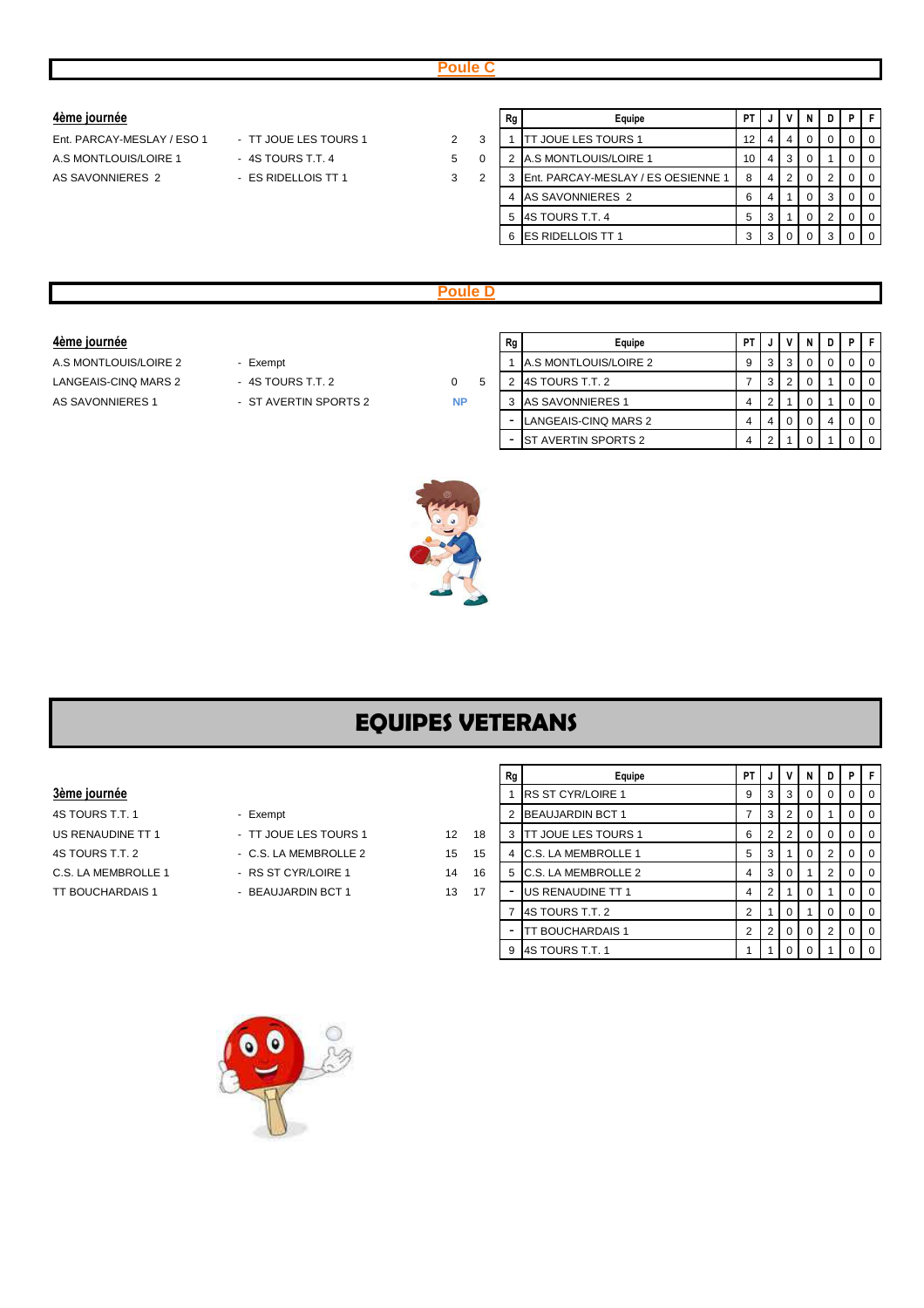## Poule C

### 4ème journée

| | | | |
|---|---|---|---|
| Ent. PARCAY-MESLAY / ESO 1 | - TT JOUE LES TOURS 1 | 2 | 3 |
| A.S MONTLOUIS/LOIRE 1 | - 4S TOURS T.T. 4 | 5 | 0 |
| AS SAVONNIERES 2 | - ES RIDELLOIS TT 1 | 3 | 2 |

| Rg | Equipe | PT | J | V | N | D | P | F |
|---|---|---|---|---|---|---|---|---|
| 1 | TT JOUE LES TOURS 1 | 12 | 4 | 4 | 0 | 0 | 0 | 0 |
| 2 | A.S MONTLOUIS/LOIRE 1 | 10 | 4 | 3 | 0 | 1 | 0 | 0 |
| 3 | Ent. PARCAY-MESLAY / ES OESIENNE 1 | 8 | 4 | 2 | 0 | 2 | 0 | 0 |
| 4 | AS SAVONNIERES 2 | 6 | 4 | 1 | 0 | 3 | 0 | 0 |
| 5 | 4S TOURS T.T. 4 | 5 | 3 | 1 | 0 | 2 | 0 | 0 |
| 6 | ES RIDELLOIS TT 1 | 3 | 3 | 0 | 0 | 3 | 0 | 0 |

## Poule D

### 4ème journée

| | | | |
|---|---|---|---|
| A.S MONTLOUIS/LOIRE 2 | - Exempt | | |
| LANGEAIS-CINQ MARS 2 | - 4S TOURS T.T. 2 | 0 | 5 |
| AS SAVONNIERES 1 | - ST AVERTIN SPORTS 2 | NP | |

| Rg | Equipe | PT | J | V | N | D | P | F |
|---|---|---|---|---|---|---|---|---|
| 1 | A.S MONTLOUIS/LOIRE 2 | 9 | 3 | 3 | 0 | 0 | 0 | 0 |
| 2 | 4S TOURS T.T. 2 | 7 | 3 | 2 | 0 | 1 | 0 | 0 |
| 3 | AS SAVONNIERES 1 | 4 | 2 | 1 | 0 | 1 | 0 | 0 |
| - | LANGEAIS-CINQ MARS 2 | 4 | 4 | 0 | 0 | 4 | 0 | 0 |
| - | ST AVERTIN SPORTS 2 | 4 | 2 | 1 | 0 | 1 | 0 | 0 |

# EQUIPES VETERANS

### 3ème journée

| | | | |
|---|---|---|---|
| 4S TOURS T.T. 1 | - Exempt | | |
| US RENAUDINE TT 1 | - TT JOUE LES TOURS 1 | 12 | 18 |
| 4S TOURS T.T. 2 | - C.S. LA MEMBROLLE 2 | 15 | 15 |
| C.S. LA MEMBROLLE 1 | - RS ST CYR/LOIRE 1 | 14 | 16 |
| TT BOUCHARDAIS 1 | - BEAUJARDIN BCT 1 | 13 | 17 |

| Rg | Equipe | PT | J | V | N | D | P | F |
|---|---|---|---|---|---|---|---|---|
| 1 | RS ST CYR/LOIRE 1 | 9 | 3 | 3 | 0 | 0 | 0 | 0 |
| 2 | BEAUJARDIN BCT 1 | 7 | 3 | 2 | 0 | 1 | 0 | 0 |
| 3 | TT JOUE LES TOURS 1 | 6 | 2 | 2 | 0 | 0 | 0 | 0 |
| 4 | C.S. LA MEMBROLLE 1 | 5 | 3 | 1 | 0 | 2 | 0 | 0 |
| 5 | C.S. LA MEMBROLLE 2 | 4 | 3 | 0 | 1 | 2 | 0 | 0 |
| - | US RENAUDINE TT 1 | 4 | 2 | 1 | 0 | 1 | 0 | 0 |
| 7 | 4S TOURS T.T. 2 | 2 | 1 | 0 | 1 | 0 | 0 | 0 |
| - | TT BOUCHARDAIS 1 | 2 | 2 | 0 | 0 | 2 | 0 | 0 |
| 9 | 4S TOURS T.T. 1 | 1 | 1 | 0 | 0 | 1 | 0 | 0 |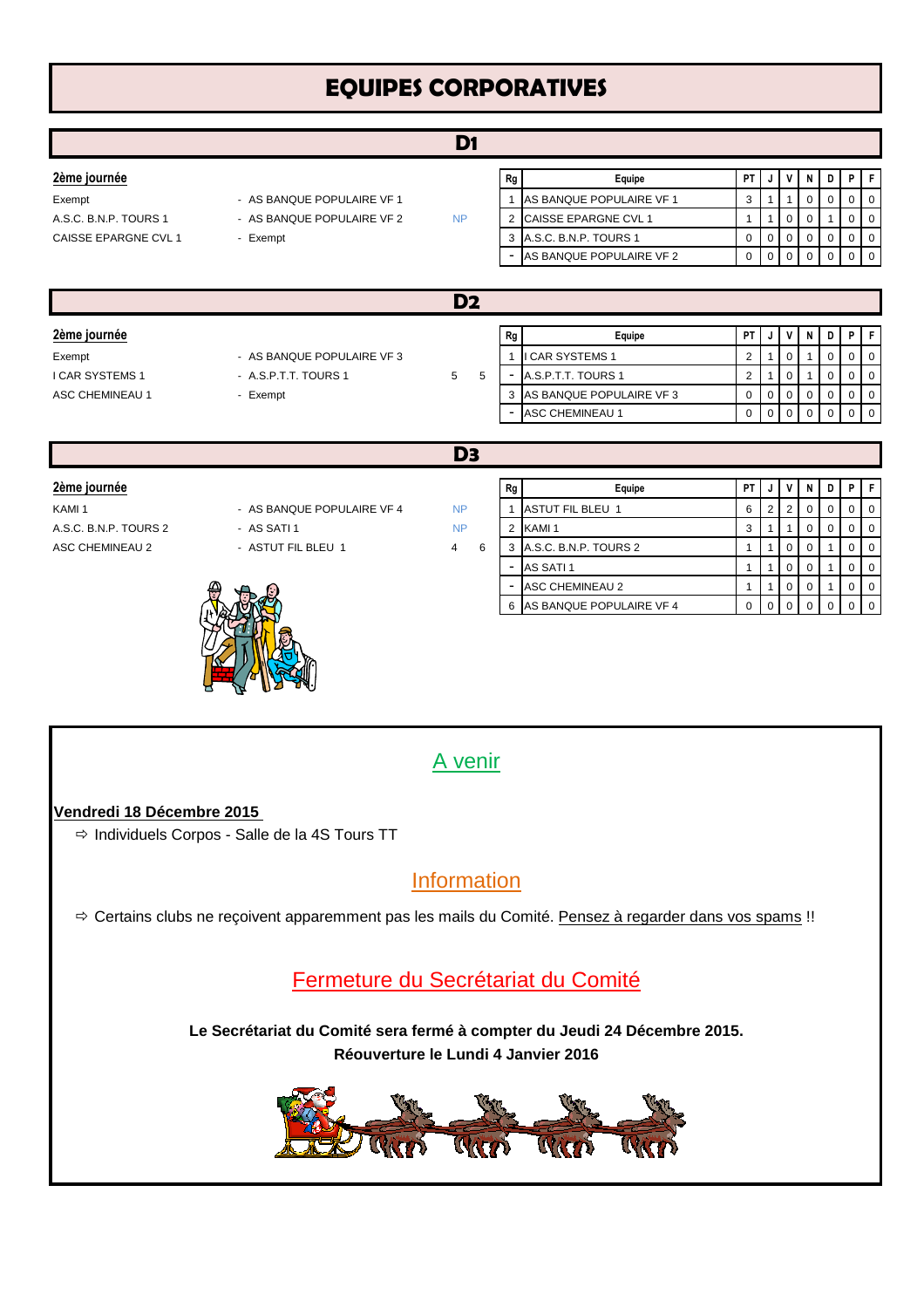# EQUIPES CORPORATIVES

## D1

**2ème journée**

| | | | |
|---|---|---|---|
| Exempt | - AS BANQUE POPULAIRE VF 1 | | |
| A.S.C. B.N.P. TOURS 1 | - AS BANQUE POPULAIRE VF 2 | NP | |
| CAISSE EPARGNE CVL 1 | - Exempt | | |

| Rg | Equipe | PT | J | V | N | D | P | F |
|---|---|---|---|---|---|---|---|---|
| 1 | AS BANQUE POPULAIRE VF 1 | 3 | 1 | 1 | 0 | 0 | 0 | 0 |
| 2 | CAISSE EPARGNE CVL 1 | 1 | 1 | 0 | 0 | 1 | 0 | 0 |
| 3 | A.S.C. B.N.P. TOURS 1 | 0 | 0 | 0 | 0 | 0 | 0 | 0 |
| - | AS BANQUE POPULAIRE VF 2 | 0 | 0 | 0 | 0 | 0 | 0 | 0 |

## D2

**2ème journée**

| | | | |
|---|---|---|---|
| Exempt | - AS BANQUE POPULAIRE VF 3 | | |
| I CAR SYSTEMS 1 | - A.S.P.T.T. TOURS 1 | 5 | 5 |
| ASC CHEMINEAU 1 | - Exempt | | |

| Rg | Equipe | PT | J | V | N | D | P | F |
|---|---|---|---|---|---|---|---|---|
| 1 | I CAR SYSTEMS 1 | 2 | 1 | 0 | 1 | 0 | 0 | 0 |
| - | A.S.P.T.T. TOURS 1 | 2 | 1 | 0 | 1 | 0 | 0 | 0 |
| 3 | AS BANQUE POPULAIRE VF 3 | 0 | 0 | 0 | 0 | 0 | 0 | 0 |
| - | ASC CHEMINEAU 1 | 0 | 0 | 0 | 0 | 0 | 0 | 0 |

## D3

**2ème journée**

| | | | |
|---|---|---|---|
| KAMI 1 | - AS BANQUE POPULAIRE VF 4 | NP | |
| A.S.C. B.N.P. TOURS 2 | - AS SATI 1 | NP | |
| ASC CHEMINEAU 2 | - ASTUT FIL BLEU 1 | 4 | 6 |

| Rg | Equipe | PT | J | V | N | D | P | F |
|---|---|---|---|---|---|---|---|---|
| 1 | ASTUT FIL BLEU 1 | 6 | 2 | 2 | 0 | 0 | 0 | 0 |
| 2 | KAMI 1 | 3 | 1 | 1 | 0 | 0 | 0 | 0 |
| 3 | A.S.C. B.N.P. TOURS 2 | 1 | 1 | 0 | 0 | 1 | 0 | 0 |
| - | AS SATI 1 | 1 | 1 | 0 | 0 | 1 | 0 | 0 |
| - | ASC CHEMINEAU 2 | 1 | 1 | 0 | 0 | 1 | 0 | 0 |
| 6 | AS BANQUE POPULAIRE VF 4 | 0 | 0 | 0 | 0 | 0 | 0 | 0 |

## A venir

**Vendredi 18 Décembre 2015**

⇨ Individuels Corpos - Salle de la 4S Tours TT

## Information

⇨ Certains clubs ne reçoivent apparemment pas les mails du Comité. Pensez à regarder dans vos spams !!

## Fermeture du Secrétariat du Comité

**Le Secrétariat du Comité sera fermé à compter du Jeudi 24 Décembre 2015.**
**Réouverture le Lundi 4 Janvier 2016**